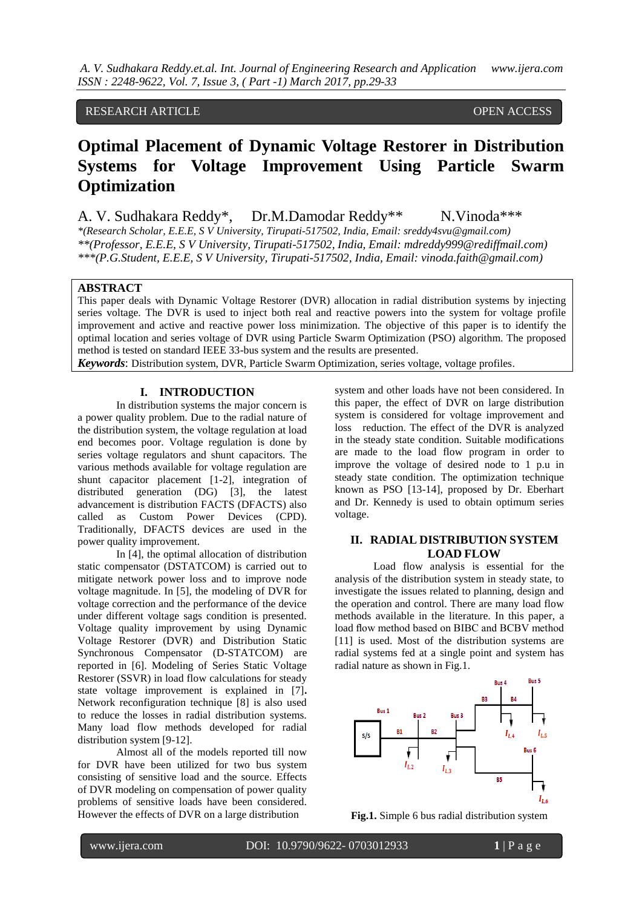RESEARCH ARTICLE OPEN ACCESS

# Optimal Placement of Dynamic Voltage Restorer in Distribution Systems for Voltage Improvement Using Particle Swarm Optimization

A. V. Sudhakara Reddy*, Dr.M.Damodar Reddy** N.Vinoda***

*\*(Research Scholar, E.E.E, S V University, Tirupati-517502, India, Email: sreddy4svu@gmail.com)*
*\*\*(Professor, E.E.E, S V University, Tirupati-517502, India, Email: mdreddy999@rediffmail.com)*
*\*\*\*(P.G.Student, E.E.E, S V University, Tirupati-517502, India, Email: vinoda.faith@gmail.com)*

## ABSTRACT

This paper deals with Dynamic Voltage Restorer (DVR) allocation in radial distribution systems by injecting series voltage. The DVR is used to inject both real and reactive powers into the system for voltage profile improvement and active and reactive power loss minimization. The objective of this paper is to identify the optimal location and series voltage of DVR using Particle Swarm Optimization (PSO) algorithm. The proposed method is tested on standard IEEE 33-bus system and the results are presented.

***Keywords***: Distribution system, DVR, Particle Swarm Optimization, series voltage, voltage profiles.

## I. INTRODUCTION

In distribution systems the major concern is a power quality problem. Due to the radial nature of the distribution system, the voltage regulation at load end becomes poor. Voltage regulation is done by series voltage regulators and shunt capacitors. The various methods available for voltage regulation are shunt capacitor placement [1-2], integration of distributed generation (DG) [3], the latest advancement is distribution FACTS (DFACTS) also called as Custom Power Devices (CPD). Traditionally, DFACTS devices are used in the power quality improvement.

In [4], the optimal allocation of distribution static compensator (DSTATCOM) is carried out to mitigate network power loss and to improve node voltage magnitude. In [5], the modeling of DVR for voltage correction and the performance of the device under different voltage sags condition is presented. Voltage quality improvement by using Dynamic Voltage Restorer (DVR) and Distribution Static Synchronous Compensator (D-STATCOM) are reported in [6]. Modeling of Series Static Voltage Restorer (SSVR) in load flow calculations for steady state voltage improvement is explained in [7]**.** Network reconfiguration technique [8] is also used to reduce the losses in radial distribution systems. Many load flow methods developed for radial distribution system [9-12].

Almost all of the models reported till now for DVR have been utilized for two bus system consisting of sensitive load and the source. Effects of DVR modeling on compensation of power quality problems of sensitive loads have been considered. However the effects of DVR on a large distribution system and other loads have not been considered. In this paper, the effect of DVR on large distribution system is considered for voltage improvement and loss reduction. The effect of the DVR is analyzed in the steady state condition. Suitable modifications are made to the load flow program in order to improve the voltage of desired node to 1 p.u in steady state condition. The optimization technique known as PSO [13-14], proposed by Dr. Eberhart and Dr. Kennedy is used to obtain optimum series voltage.

## II. RADIAL DISTRIBUTION SYSTEM LOAD FLOW

Load flow analysis is essential for the analysis of the distribution system in steady state, to investigate the issues related to planning, design and the operation and control. There are many load flow methods available in the literature. In this paper, a load flow method based on BIBC and BCBV method [11] is used. Most of the distribution systems are radial systems fed at a single point and system has radial nature as shown in Fig.1.

**Fig.1.** Simple 6 bus radial distribution system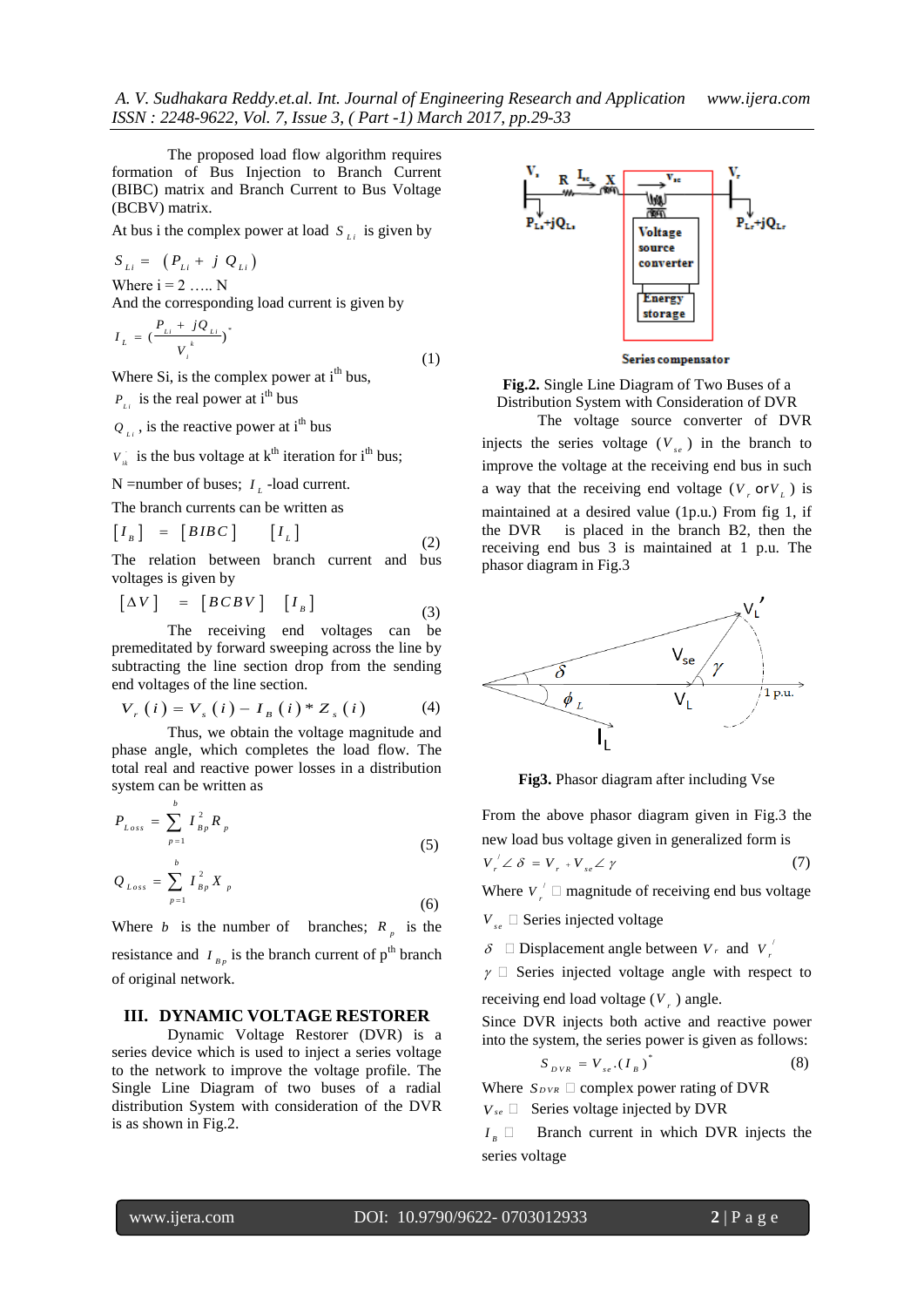The proposed load flow algorithm requires formation of Bus Injection to Branch Current (BIBC) matrix and Branch Current to Bus Voltage (BCBV) matrix.

At bus i the complex power at load $S_{Li}$ is given by

$$S_{Li} = (P_{Li} + j\,Q_{Li})$$

Where i = 2 ….. N

And the corresponding load current is given by

$$I_L = \left(\frac{P_{Li} + jQ_{Li}}{V_i^k}\right)^* \tag{1}$$

Where Si, is the complex power at i[th] bus,

$P_{Li}$ is the real power at i[th] bus

$Q_{Li}$, is the reactive power at i[th] bus

$V_{ik}$ is the bus voltage at k[th] iteration for i[th] bus;

N =number of buses; $I_L$ -load current.

The branch currents can be written as

$$[I_B] = [BIBC] \quad [I_L] \tag{2}$$

The relation between branch current and bus voltages is given by

$$[\Delta V] = [BCBV] \quad [I_B] \tag{3}$$

The receiving end voltages can be premeditated by forward sweeping across the line by subtracting the line section drop from the sending end voltages of the line section.

$$V_r(i) = V_s(i) - I_B(i) * Z_s(i) \tag{4}$$

Thus, we obtain the voltage magnitude and phase angle, which completes the load flow. The total real and reactive power losses in a distribution system can be written as

$$P_{Loss} = \sum_{p=1}^{b} I_{Bp}^2 R_p \tag{5}$$

$$Q_{Loss} = \sum_{p=1}^{b} I_{Bp}^2 X_p \tag{6}$$

Where $b$ is the number of branches; $R_p$ is the resistance and $I_{Bp}$ is the branch current of p[th] branch of original network.

## III. DYNAMIC VOLTAGE RESTORER

Dynamic Voltage Restorer (DVR) is a series device which is used to inject a series voltage to the network to improve the voltage profile. The Single Line Diagram of two buses of a radial distribution System with consideration of the DVR is as shown in Fig.2.

**Fig.2.** Single Line Diagram of Two Buses of a Distribution System with Consideration of DVR

The voltage source converter of DVR injects the series voltage ($V_{se}$) in the branch to improve the voltage at the receiving end bus in such a way that the receiving end voltage ($V_r$ or $V_L$) is maintained at a desired value (1p.u.) From fig 1, if the DVR is placed in the branch B2, then the receiving end bus 3 is maintained at 1 p.u. The phasor diagram in Fig.3

**Fig3.** Phasor diagram after including Vse

From the above phasor diagram given in Fig.3 the new load bus voltage given in generalized form is

$$V_r' \angle \delta = V_r + V_{se} \angle \gamma \tag{7}$$

Where $V_r'$ magnitude of receiving end bus voltage

$V_{se}$ Series injected voltage

$\delta$ Displacement angle between $V_r$ and $V_r'$

$\gamma$ Series injected voltage angle with respect to receiving end load voltage ($V_r$) angle.

Since DVR injects both active and reactive power into the system, the series power is given as follows:

$$S_{DVR} = V_{se}.(I_B)^* \tag{8}$$

Where $S_{DVR}$ complex power rating of DVR

$V_{se}$ Series voltage injected by DVR

$I_B$ Branch current in which DVR injects the series voltage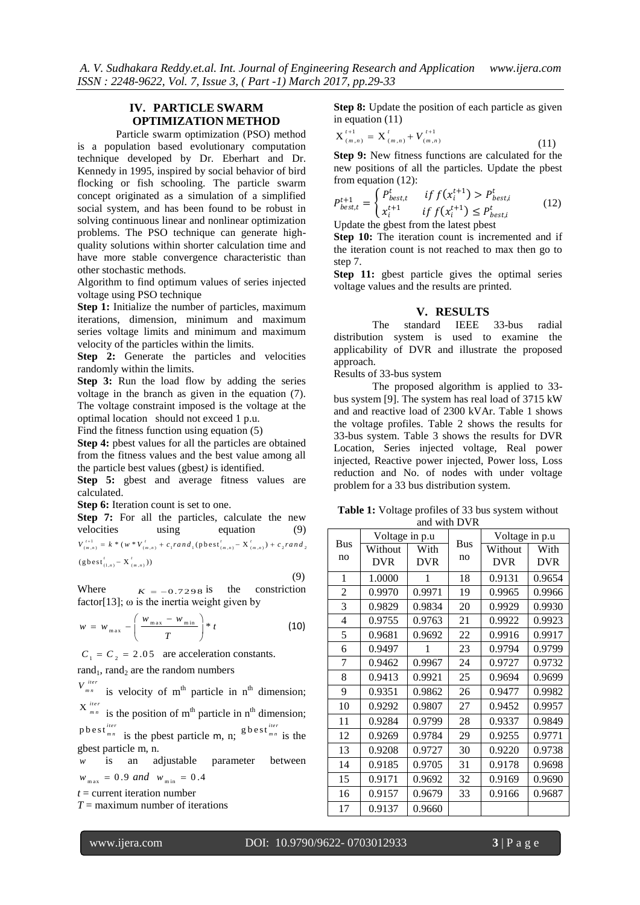## IV. PARTICLE SWARM OPTIMIZATION METHOD

Particle swarm optimization (PSO) method is a population based evolutionary computation technique developed by Dr. Eberhart and Dr. Kennedy in 1995, inspired by social behavior of bird flocking or fish schooling. The particle swarm concept originated as a simulation of a simplified social system, and has been found to be robust in solving continuous linear and nonlinear optimization problems. The PSO technique can generate high-quality solutions within shorter calculation time and have more stable convergence characteristic than other stochastic methods.

Algorithm to find optimum values of series injected voltage using PSO technique

**Step 1:** Initialize the number of particles, maximum iterations, dimension, minimum and maximum series voltage limits and minimum and maximum velocity of the particles within the limits.

**Step 2:** Generate the particles and velocities randomly within the limits.

**Step 3:** Run the load flow by adding the series voltage in the branch as given in the equation (7). The voltage constraint imposed is the voltage at the optimal location should not exceed 1 p.u.

Find the fitness function using equation (5)

**Step 4:** pbest values for all the particles are obtained from the fitness values and the best value among all the particle best values (gbest*)* is identified.

**Step 5:** gbest and average fitness values are calculated.

**Step 6:** Iteration count is set to one.

**Step 7:** For all the particles, calculate the new velocities using equation (9)

$$V_{(m,n)}^{t+1} = k * (w * V_{(m,n)}^{t} + c_1 rand_1 (\text{pbest}_{(m,n)}^{t} - X_{(m,n)}^{t}) + c_2 rand_2 (\text{gbest}_{(1,n)}^{t} - X_{(m,n)}^{t})) \quad (9)$$

Where $K = -0.7298$ is the constriction factor[13]; ω is the inertia weight given by

$$w = w_{\max} - \left( \frac{w_{\max} - w_{\min}}{T} \right) * t \quad (10)$$

$C_1 = C_2 = 2.05$ are acceleration constants.

$rand_1$, $rand_2$ are the random numbers

$V_{mn}^{iter}$ is velocity of $m^{th}$ particle in $n^{th}$ dimension;

$X_{mn}^{iter}$ is the position of $m^{th}$ particle in $n^{th}$ dimension;

$\text{pbest}_{mn}^{iter}$ is the pbest particle m, n; $\text{gbest}_{mn}^{iter}$ is the gbest particle m, n.

$w$ is an adjustable parameter between $w_{\max} = 0.9$ *and* $w_{\min} = 0.4$

$t$ = current iteration number

$T$ = maximum number of iterations

**Step 8:** Update the position of each particle as given in equation (11)

$$X_{(m,n)}^{t+1} = X_{(m,n)}^{t} + V_{(m,n)}^{t+1} \quad (11)$$

**Step 9:** New fitness functions are calculated for the new positions of all the particles. Update the pbest from equation (12):

$$P_{best,t}^{t+1} = \begin{cases} P_{best,t}^{t} & if\ f(x_i^{t+1}) > P_{best,i}^{t} \\ x_i^{t+1} & if\ f(x_i^{t+1}) \le P_{best,i}^{t} \end{cases} \quad (12)$$

Update the gbest from the latest pbest

**Step 10:** The iteration count is incremented and if the iteration count is not reached to max then go to step 7.

**Step 11:** gbest particle gives the optimal series voltage values and the results are printed.

## V. RESULTS

The standard IEEE 33-bus radial distribution system is used to examine the applicability of DVR and illustrate the proposed approach.

Results of 33-bus system

The proposed algorithm is applied to 33-bus system [9]. The system has real load of 3715 kW and reactive load of 2300 kVAr. Table 1 shows the voltage profiles. Table 2 shows the results for 33-bus system. Table 3 shows the results for DVR Location, Series injected voltage, Real power injected, Reactive power injected, Power loss, Loss reduction and No. of nodes with under voltage problem for a 33 bus distribution system.

**Table 1:** Voltage profiles of 33 bus system without and with DVR

| Bus no | Voltage in p.u | | Bus no | Voltage in p.u | |
|---|---|---|---|---|---|
| | Without DVR | With DVR | | Without DVR | With DVR |
| 1 | 1.0000 | 1 | 18 | 0.9131 | 0.9654 |
| 2 | 0.9970 | 0.9971 | 19 | 0.9965 | 0.9966 |
| 3 | 0.9829 | 0.9834 | 20 | 0.9929 | 0.9930 |
| 4 | 0.9755 | 0.9763 | 21 | 0.9922 | 0.9923 |
| 5 | 0.9681 | 0.9692 | 22 | 0.9916 | 0.9917 |
| 6 | 0.9497 | 1 | 23 | 0.9794 | 0.9799 |
| 7 | 0.9462 | 0.9967 | 24 | 0.9727 | 0.9732 |
| 8 | 0.9413 | 0.9921 | 25 | 0.9694 | 0.9699 |
| 9 | 0.9351 | 0.9862 | 26 | 0.9477 | 0.9982 |
| 10 | 0.9292 | 0.9807 | 27 | 0.9452 | 0.9957 |
| 11 | 0.9284 | 0.9799 | 28 | 0.9337 | 0.9849 |
| 12 | 0.9269 | 0.9784 | 29 | 0.9255 | 0.9771 |
| 13 | 0.9208 | 0.9727 | 30 | 0.9220 | 0.9738 |
| 14 | 0.9185 | 0.9705 | 31 | 0.9178 | 0.9698 |
| 15 | 0.9171 | 0.9692 | 32 | 0.9169 | 0.9690 |
| 16 | 0.9157 | 0.9679 | 33 | 0.9166 | 0.9687 |
| 17 | 0.9137 | 0.9660 | | | |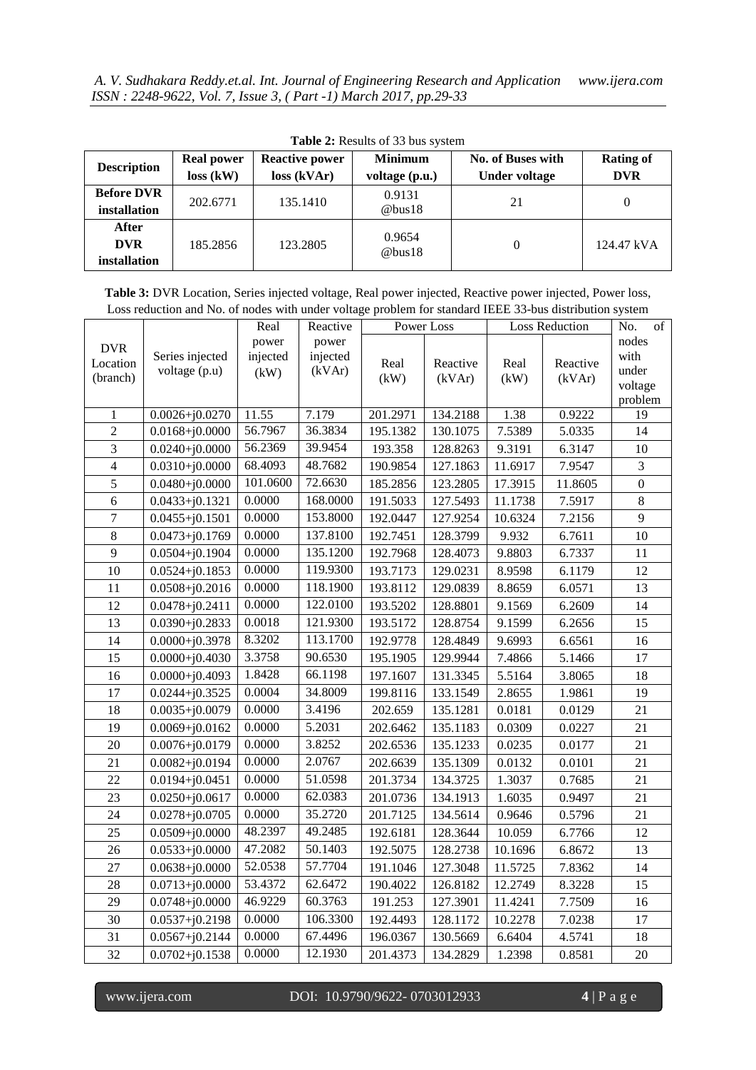**Table 2:** Results of 33 bus system

| Description | Real power loss (kW) | Reactive power loss (kVAr) | Minimum voltage (p.u.) | No. of Buses with Under voltage | Rating of DVR |
|---|---|---|---|---|---|
| **Before DVR installation** | 202.6771 | 135.1410 | 0.9131 @bus18 | 21 | 0 |
| **After DVR installation** | 185.2856 | 123.2805 | 0.9654 @bus18 | 0 | 124.47 kVA |

**Table 3:** DVR Location, Series injected voltage, Real power injected, Reactive power injected, Power loss, Loss reduction and No. of nodes with under voltage problem for standard IEEE 33-bus distribution system

| DVR Location (branch) | Series injected voltage (p.u) | Real power injected (kW) | Reactive power injected (kVAr) | Power Loss | | Loss Reduction | | No. of nodes with under voltage problem |
|---|---|---|---|---|---|---|---|---|
| | | | | Real (kW) | Reactive (kVAr) | Real (kW) | Reactive (kVAr) | |
| 1 | 0.0026+j0.0270 | 11.55 | 7.179 | 201.2971 | 134.2188 | 1.38 | 0.9222 | 19 |
| 2 | 0.0168+j0.0000 | 56.7967 | 36.3834 | 195.1382 | 130.1075 | 7.5389 | 5.0335 | 14 |
| 3 | 0.0240+j0.0000 | 56.2369 | 39.9454 | 193.358 | 128.8263 | 9.3191 | 6.3147 | 10 |
| 4 | 0.0310+j0.0000 | 68.4093 | 48.7682 | 190.9854 | 127.1863 | 11.6917 | 7.9547 | 3 |
| 5 | 0.0480+j0.0000 | 101.0600 | 72.6630 | 185.2856 | 123.2805 | 17.3915 | 11.8605 | 0 |
| 6 | 0.0433+j0.1321 | 0.0000 | 168.0000 | 191.5033 | 127.5493 | 11.1738 | 7.5917 | 8 |
| 7 | 0.0455+j0.1501 | 0.0000 | 153.8000 | 192.0447 | 127.9254 | 10.6324 | 7.2156 | 9 |
| 8 | 0.0473+j0.1769 | 0.0000 | 137.8100 | 192.7451 | 128.3799 | 9.932 | 6.7611 | 10 |
| 9 | 0.0504+j0.1904 | 0.0000 | 135.1200 | 192.7968 | 128.4073 | 9.8803 | 6.7337 | 11 |
| 10 | 0.0524+j0.1853 | 0.0000 | 119.9300 | 193.7173 | 129.0231 | 8.9598 | 6.1179 | 12 |
| 11 | 0.0508+j0.2016 | 0.0000 | 118.1900 | 193.8112 | 129.0839 | 8.8659 | 6.0571 | 13 |
| 12 | 0.0478+j0.2411 | 0.0000 | 122.0100 | 193.5202 | 128.8801 | 9.1569 | 6.2609 | 14 |
| 13 | 0.0390+j0.2833 | 0.0018 | 121.9300 | 193.5172 | 128.8754 | 9.1599 | 6.2656 | 15 |
| 14 | 0.0000+j0.3978 | 8.3202 | 113.1700 | 192.9778 | 128.4849 | 9.6993 | 6.6561 | 16 |
| 15 | 0.0000+j0.4030 | 3.3758 | 90.6530 | 195.1905 | 129.9944 | 7.4866 | 5.1466 | 17 |
| 16 | 0.0000+j0.4093 | 1.8428 | 66.1198 | 197.1607 | 131.3345 | 5.5164 | 3.8065 | 18 |
| 17 | 0.0244+j0.3525 | 0.0004 | 34.8009 | 199.8116 | 133.1549 | 2.8655 | 1.9861 | 19 |
| 18 | 0.0035+j0.0079 | 0.0000 | 3.4196 | 202.659 | 135.1281 | 0.0181 | 0.0129 | 21 |
| 19 | 0.0069+j0.0162 | 0.0000 | 5.2031 | 202.6462 | 135.1183 | 0.0309 | 0.0227 | 21 |
| 20 | 0.0076+j0.0179 | 0.0000 | 3.8252 | 202.6536 | 135.1233 | 0.0235 | 0.0177 | 21 |
| 21 | 0.0082+j0.0194 | 0.0000 | 2.0767 | 202.6639 | 135.1309 | 0.0132 | 0.0101 | 21 |
| 22 | 0.0194+j0.0451 | 0.0000 | 51.0598 | 201.3734 | 134.3725 | 1.3037 | 0.7685 | 21 |
| 23 | 0.0250+j0.0617 | 0.0000 | 62.0383 | 201.0736 | 134.1913 | 1.6035 | 0.9497 | 21 |
| 24 | 0.0278+j0.0705 | 0.0000 | 35.2720 | 201.7125 | 134.5614 | 0.9646 | 0.5796 | 21 |
| 25 | 0.0509+j0.0000 | 48.2397 | 49.2485 | 192.6181 | 128.3644 | 10.059 | 6.7766 | 12 |
| 26 | 0.0533+j0.0000 | 47.2082 | 50.1403 | 192.5075 | 128.2738 | 10.1696 | 6.8672 | 13 |
| 27 | 0.0638+j0.0000 | 52.0538 | 57.7704 | 191.1046 | 127.3048 | 11.5725 | 7.8362 | 14 |
| 28 | 0.0713+j0.0000 | 53.4372 | 62.6472 | 190.4022 | 126.8182 | 12.2749 | 8.3228 | 15 |
| 29 | 0.0748+j0.0000 | 46.9229 | 60.3763 | 191.253 | 127.3901 | 11.4241 | 7.7509 | 16 |
| 30 | 0.0537+j0.2198 | 0.0000 | 106.3300 | 192.4493 | 128.1172 | 10.2278 | 7.0238 | 17 |
| 31 | 0.0567+j0.2144 | 0.0000 | 67.4496 | 196.0367 | 130.5669 | 6.6404 | 4.5741 | 18 |
| 32 | 0.0702+j0.1538 | 0.0000 | 12.1930 | 201.4373 | 134.2829 | 1.2398 | 0.8581 | 20 |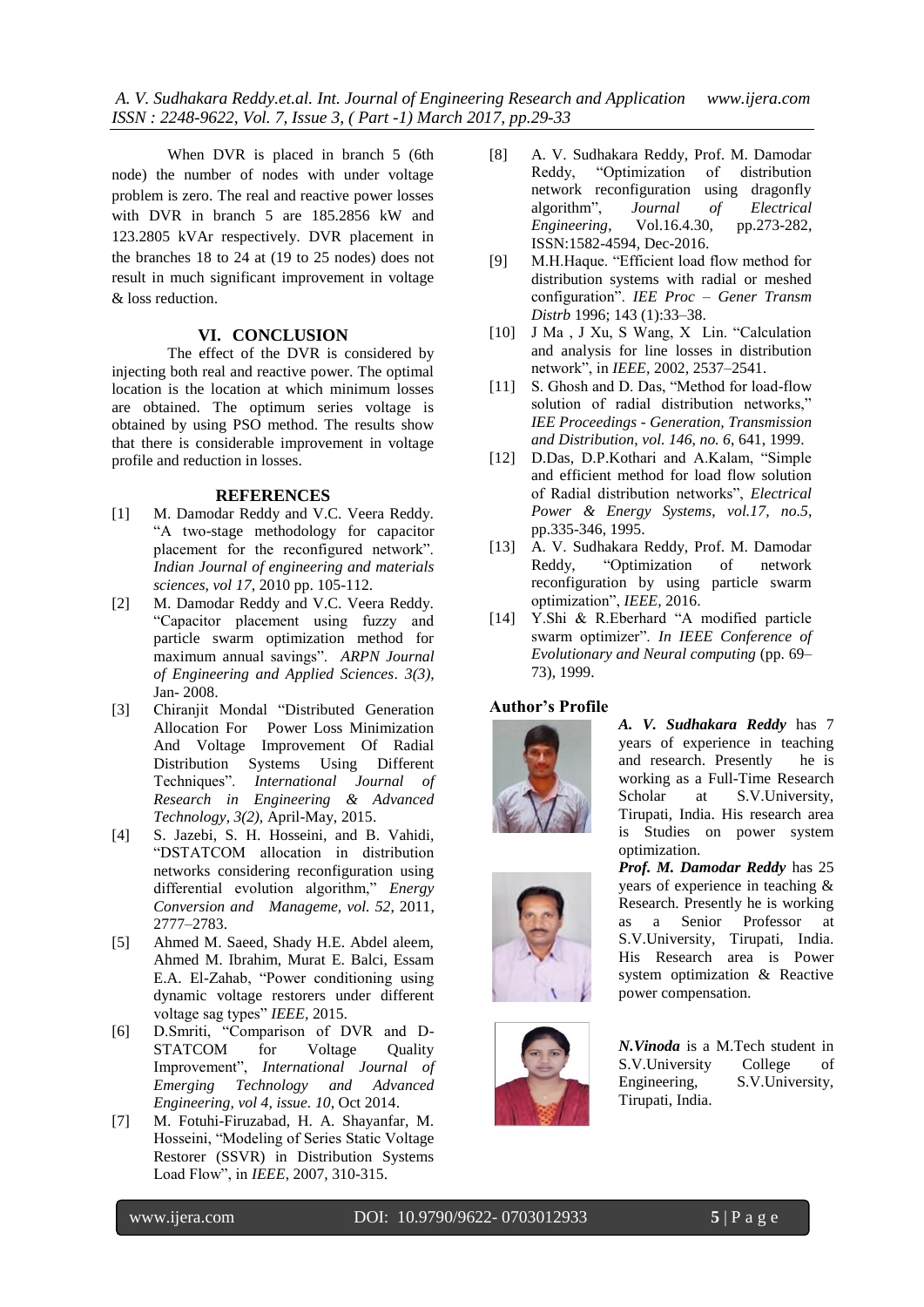When DVR is placed in branch 5 (6th node) the number of nodes with under voltage problem is zero. The real and reactive power losses with DVR in branch 5 are 185.2856 kW and 123.2805 kVAr respectively. DVR placement in the branches 18 to 24 at (19 to 25 nodes) does not result in much significant improvement in voltage & loss reduction.

## VI. CONCLUSION

The effect of the DVR is considered by injecting both real and reactive power. The optimal location is the location at which minimum losses are obtained. The optimum series voltage is obtained by using PSO method. The results show that there is considerable improvement in voltage profile and reduction in losses.

## REFERENCES

[1] M. Damodar Reddy and V.C. Veera Reddy. "A two-stage methodology for capacitor placement for the reconfigured network". *Indian Journal of engineering and materials sciences, vol 17*, 2010 pp. 105-112.

[2] M. Damodar Reddy and V.C. Veera Reddy. "Capacitor placement using fuzzy and particle swarm optimization method for maximum annual savings". *ARPN Journal of Engineering and Applied Sciences*. *3(3),* Jan- 2008.

[3] Chiranjit Mondal "Distributed Generation Allocation For Power Loss Minimization And Voltage Improvement Of Radial Distribution Systems Using Different Techniques". *International Journal of Research in Engineering & Advanced Technology*, *3(2),* April-May, 2015.

[4] S. Jazebi, S. H. Hosseini, and B. Vahidi, "DSTATCOM allocation in distribution networks considering reconfiguration using differential evolution algorithm," *Energy Conversion and Manageme, vol. 52*, 2011, 2777–2783.

[5] Ahmed M. Saeed, Shady H.E. Abdel aleem, Ahmed M. Ibrahim, Murat E. Balci, Essam E.A. El-Zahab, "Power conditioning using dynamic voltage restorers under different voltage sag types" *IEEE*, 2015.

[6] D.Smriti, "Comparison of DVR and D-STATCOM for Voltage Quality Improvement", *International Journal of Emerging Technology and Advanced Engineering, vol 4, issue. 10*, Oct 2014.

[7] M. Fotuhi-Firuzabad, H. A. Shayanfar, M. Hosseini, "Modeling of Series Static Voltage Restorer (SSVR) in Distribution Systems Load Flow", in *IEEE*, 2007, 310-315.

[8] A. V. Sudhakara Reddy, Prof. M. Damodar Reddy, "Optimization of distribution network reconfiguration using dragonfly algorithm", *Journal of Electrical Engineering*, Vol.16.4.30, pp.273-282, ISSN:1582-4594, Dec-2016.

[9] M.H.Haque. "Efficient load flow method for distribution systems with radial or meshed configuration". *IEE Proc – Gener Transm Distrb* 1996; 143 (1):33–38.

[10] J Ma , J Xu, S Wang, X Lin. "Calculation and analysis for line losses in distribution network", in *IEEE*, 2002, 2537–2541.

[11] S. Ghosh and D. Das, "Method for load-flow solution of radial distribution networks," *IEE Proceedings - Generation, Transmission and Distribution, vol. 146, no. 6*, 641, 1999.

[12] D.Das, D.P.Kothari and A.Kalam, "Simple and efficient method for load flow solution of Radial distribution networks", *Electrical Power & Energy Systems*, *vol.17, no.5*, pp.335-346, 1995.

[13] A. V. Sudhakara Reddy, Prof. M. Damodar Reddy, "Optimization of network reconfiguration by using particle swarm optimization", *IEEE,* 2016.

[14] Y.Shi & R.Eberhard "A modified particle swarm optimizer". *In IEEE Conference of Evolutionary and Neural computing* (pp. 69–73), 1999.

## Author's Profile

***A. V. Sudhakara Reddy*** has 7 years of experience in teaching and research. Presently he is working as a Full-Time Research Scholar at S.V.University, Tirupati, India. His research area is Studies on power system optimization.

***Prof. M. Damodar Reddy*** has 25 years of experience in teaching & Research. Presently he is working as a Senior Professor at S.V.University, Tirupati, India. His Research area is Power system optimization & Reactive power compensation.

***N.Vinoda*** is a M.Tech student in S.V.University College of Engineering, S.V.University, Tirupati, India.